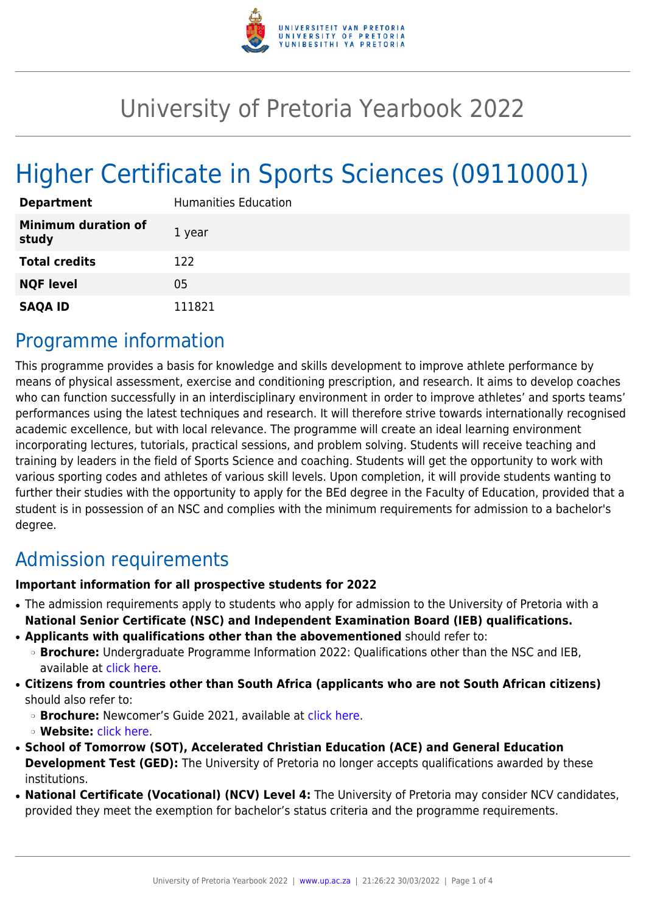# University of Pretoria Yearbook 2022

# Higher Certificate in Sports Sciences (09110001)

| | |
|---|---|
| **Department** | Humanities Education |
| **Minimum duration of study** | 1 year |
| **Total credits** | 122 |
| **NQF level** | 05 |
| **SAQA ID** | 111821 |

## Programme information

This programme provides a basis for knowledge and skills development to improve athlete performance by means of physical assessment, exercise and conditioning prescription, and research. It aims to develop coaches who can function successfully in an interdisciplinary environment in order to improve athletes' and sports teams' performances using the latest techniques and research. It will therefore strive towards internationally recognised academic excellence, but with local relevance. The programme will create an ideal learning environment incorporating lectures, tutorials, practical sessions, and problem solving. Students will receive teaching and training by leaders in the field of Sports Science and coaching. Students will get the opportunity to work with various sporting codes and athletes of various skill levels. Upon completion, it will provide students wanting to further their studies with the opportunity to apply for the BEd degree in the Faculty of Education, provided that a student is in possession of an NSC and complies with the minimum requirements for admission to a bachelor's degree.

## Admission requirements

**Important information for all prospective students for 2022**

- The admission requirements apply to students who apply for admission to the University of Pretoria with a **National Senior Certificate (NSC) and Independent Examination Board (IEB) qualifications.**
- **Applicants with qualifications other than the abovementioned** should refer to:
  - **Brochure:** Undergraduate Programme Information 2022: Qualifications other than the NSC and IEB, available at click here.
- **Citizens from countries other than South Africa (applicants who are not South African citizens)** should also refer to:
  - **Brochure:** Newcomer's Guide 2021, available at click here.
  - **Website:** click here.
- **School of Tomorrow (SOT), Accelerated Christian Education (ACE) and General Education Development Test (GED):** The University of Pretoria no longer accepts qualifications awarded by these institutions.
- **National Certificate (Vocational) (NCV) Level 4:** The University of Pretoria may consider NCV candidates, provided they meet the exemption for bachelor's status criteria and the programme requirements.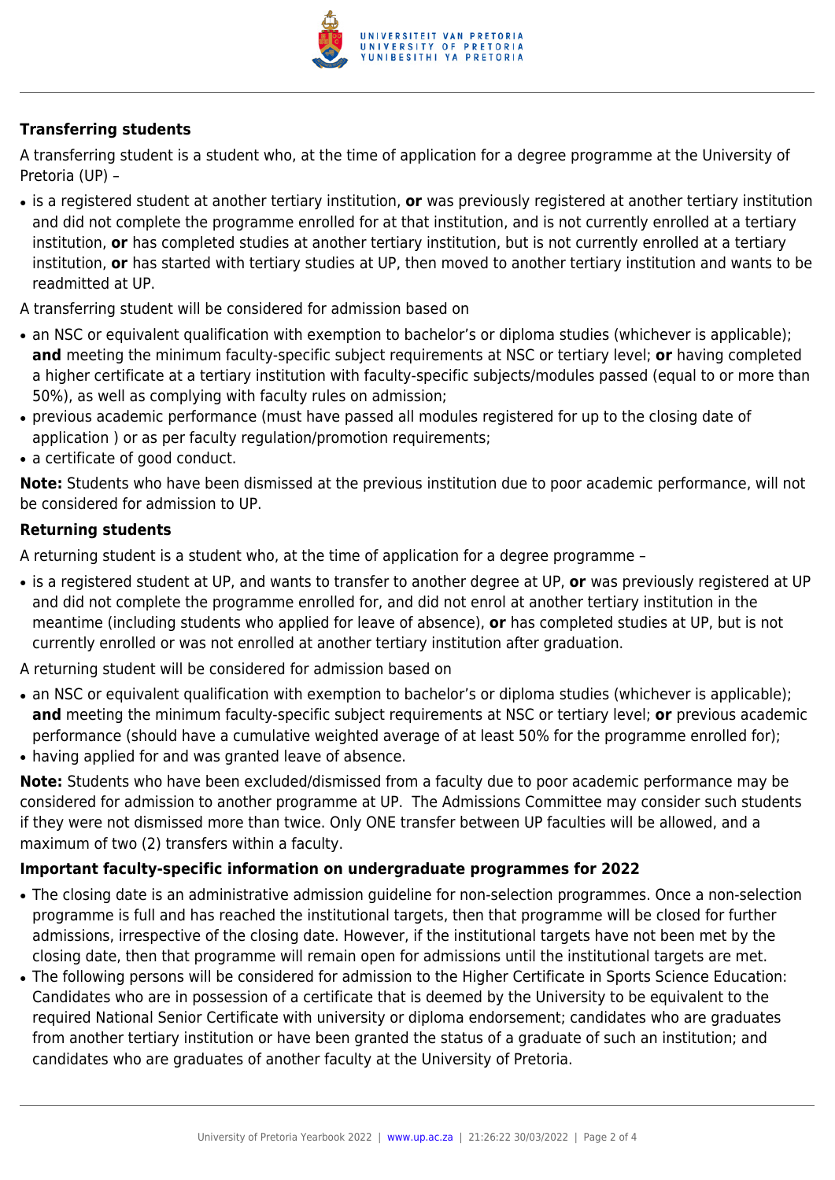### Transferring students

A transferring student is a student who, at the time of application for a degree programme at the University of Pretoria (UP) –

- is a registered student at another tertiary institution, **or** was previously registered at another tertiary institution and did not complete the programme enrolled for at that institution, and is not currently enrolled at a tertiary institution, **or** has completed studies at another tertiary institution, but is not currently enrolled at a tertiary institution, **or** has started with tertiary studies at UP, then moved to another tertiary institution and wants to be readmitted at UP.

A transferring student will be considered for admission based on

- an NSC or equivalent qualification with exemption to bachelor's or diploma studies (whichever is applicable); **and** meeting the minimum faculty-specific subject requirements at NSC or tertiary level; **or** having completed a higher certificate at a tertiary institution with faculty-specific subjects/modules passed (equal to or more than 50%), as well as complying with faculty rules on admission;
- previous academic performance (must have passed all modules registered for up to the closing date of application ) or as per faculty regulation/promotion requirements;
- a certificate of good conduct.

**Note:** Students who have been dismissed at the previous institution due to poor academic performance, will not be considered for admission to UP.

### Returning students

A returning student is a student who, at the time of application for a degree programme –

- is a registered student at UP, and wants to transfer to another degree at UP, **or** was previously registered at UP and did not complete the programme enrolled for, and did not enrol at another tertiary institution in the meantime (including students who applied for leave of absence), **or** has completed studies at UP, but is not currently enrolled or was not enrolled at another tertiary institution after graduation.

A returning student will be considered for admission based on

- an NSC or equivalent qualification with exemption to bachelor's or diploma studies (whichever is applicable); **and** meeting the minimum faculty-specific subject requirements at NSC or tertiary level; **or** previous academic performance (should have a cumulative weighted average of at least 50% for the programme enrolled for);
- having applied for and was granted leave of absence.

**Note:** Students who have been excluded/dismissed from a faculty due to poor academic performance may be considered for admission to another programme at UP. The Admissions Committee may consider such students if they were not dismissed more than twice. Only ONE transfer between UP faculties will be allowed, and a maximum of two (2) transfers within a faculty.

### Important faculty-specific information on undergraduate programmes for 2022

- The closing date is an administrative admission guideline for non-selection programmes. Once a non-selection programme is full and has reached the institutional targets, then that programme will be closed for further admissions, irrespective of the closing date. However, if the institutional targets have not been met by the closing date, then that programme will remain open for admissions until the institutional targets are met.
- The following persons will be considered for admission to the Higher Certificate in Sports Science Education: Candidates who are in possession of a certificate that is deemed by the University to be equivalent to the required National Senior Certificate with university or diploma endorsement; candidates who are graduates from another tertiary institution or have been granted the status of a graduate of such an institution; and candidates who are graduates of another faculty at the University of Pretoria.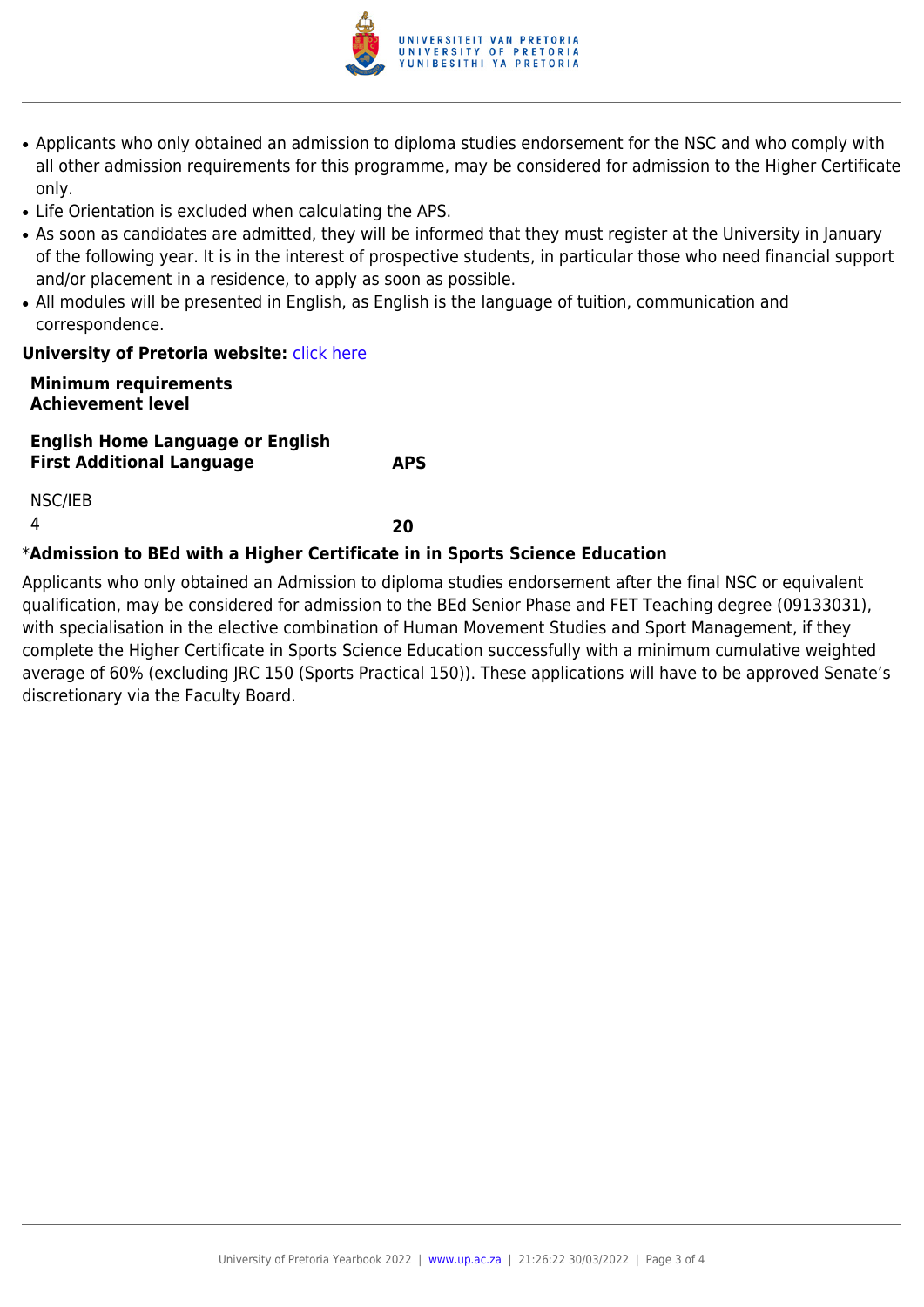- Applicants who only obtained an admission to diploma studies endorsement for the NSC and who comply with all other admission requirements for this programme, may be considered for admission to the Higher Certificate only.
- Life Orientation is excluded when calculating the APS.
- As soon as candidates are admitted, they will be informed that they must register at the University in January of the following year. It is in the interest of prospective students, in particular those who need financial support and/or placement in a residence, to apply as soon as possible.
- All modules will be presented in English, as English is the language of tuition, communication and correspondence.

**University of Pretoria website:** click here

| **Minimum requirements Achievement level** | |
|---|---|
| **English Home Language or English First Additional Language** | **APS** |
| NSC/IEB | |
| 4 | **20** |

*__Admission to BEd with a Higher Certificate in in Sports Science Education__

Applicants who only obtained an Admission to diploma studies endorsement after the final NSC or equivalent qualification, may be considered for admission to the BEd Senior Phase and FET Teaching degree (09133031), with specialisation in the elective combination of Human Movement Studies and Sport Management, if they complete the Higher Certificate in Sports Science Education successfully with a minimum cumulative weighted average of 60% (excluding JRC 150 (Sports Practical 150)). These applications will have to be approved Senate's discretionary via the Faculty Board.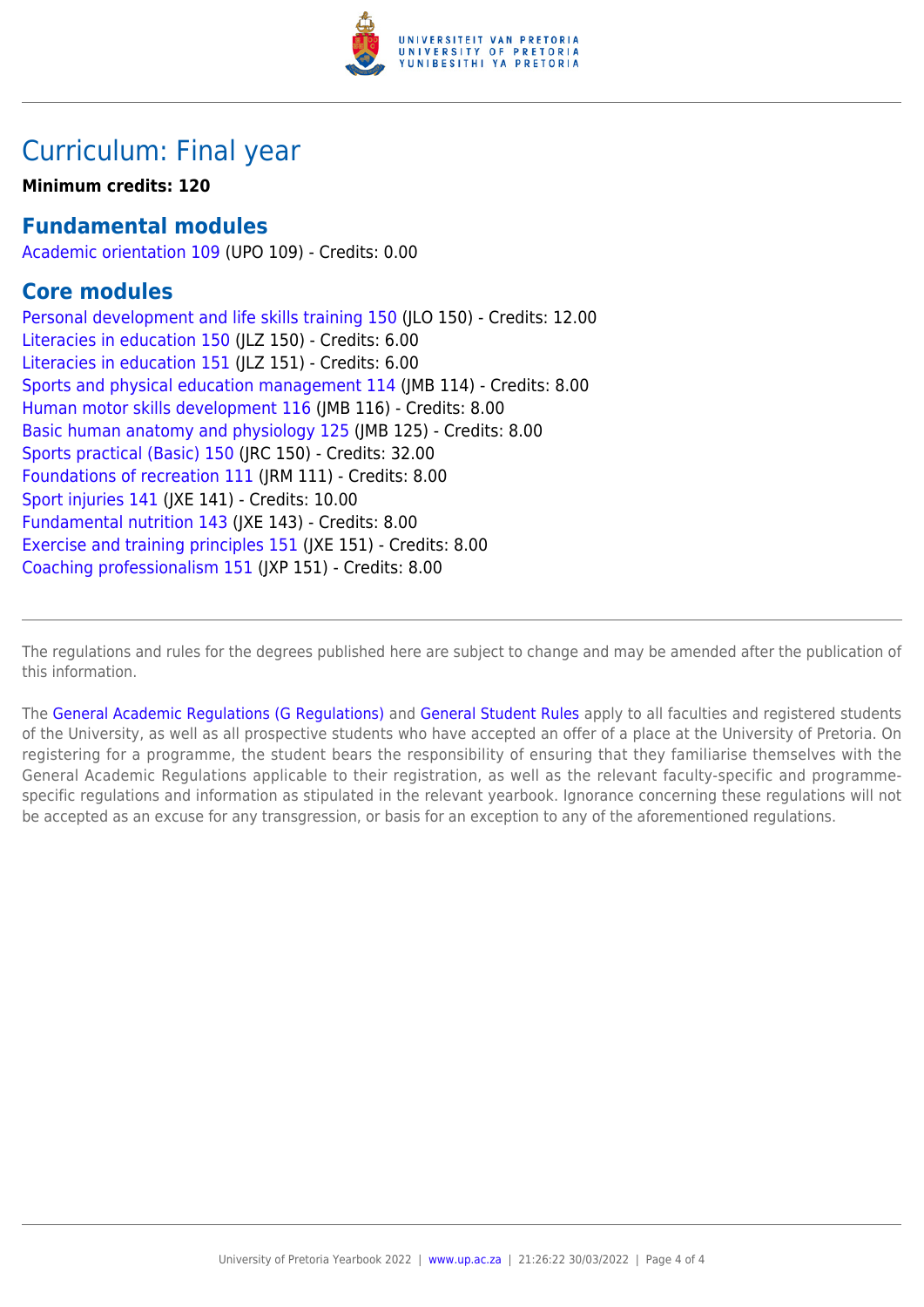## Curriculum: Final year

**Minimum credits: 120**

### Fundamental modules

Academic orientation 109 (UPO 109) - Credits: 0.00

### Core modules

Personal development and life skills training 150 (JLO 150) - Credits: 12.00
Literacies in education 150 (JLZ 150) - Credits: 6.00
Literacies in education 151 (JLZ 151) - Credits: 6.00
Sports and physical education management 114 (JMB 114) - Credits: 8.00
Human motor skills development 116 (JMB 116) - Credits: 8.00
Basic human anatomy and physiology 125 (JMB 125) - Credits: 8.00
Sports practical (Basic) 150 (JRC 150) - Credits: 32.00
Foundations of recreation 111 (JRM 111) - Credits: 8.00
Sport injuries 141 (JXE 141) - Credits: 10.00
Fundamental nutrition 143 (JXE 143) - Credits: 8.00
Exercise and training principles 151 (JXE 151) - Credits: 8.00
Coaching professionalism 151 (JXP 151) - Credits: 8.00

---

The regulations and rules for the degrees published here are subject to change and may be amended after the publication of this information.

The General Academic Regulations (G Regulations) and General Student Rules apply to all faculties and registered students of the University, as well as all prospective students who have accepted an offer of a place at the University of Pretoria. On registering for a programme, the student bears the responsibility of ensuring that they familiarise themselves with the General Academic Regulations applicable to their registration, as well as the relevant faculty-specific and programme-specific regulations and information as stipulated in the relevant yearbook. Ignorance concerning these regulations will not be accepted as an excuse for any transgression, or basis for an exception to any of the aforementioned regulations.